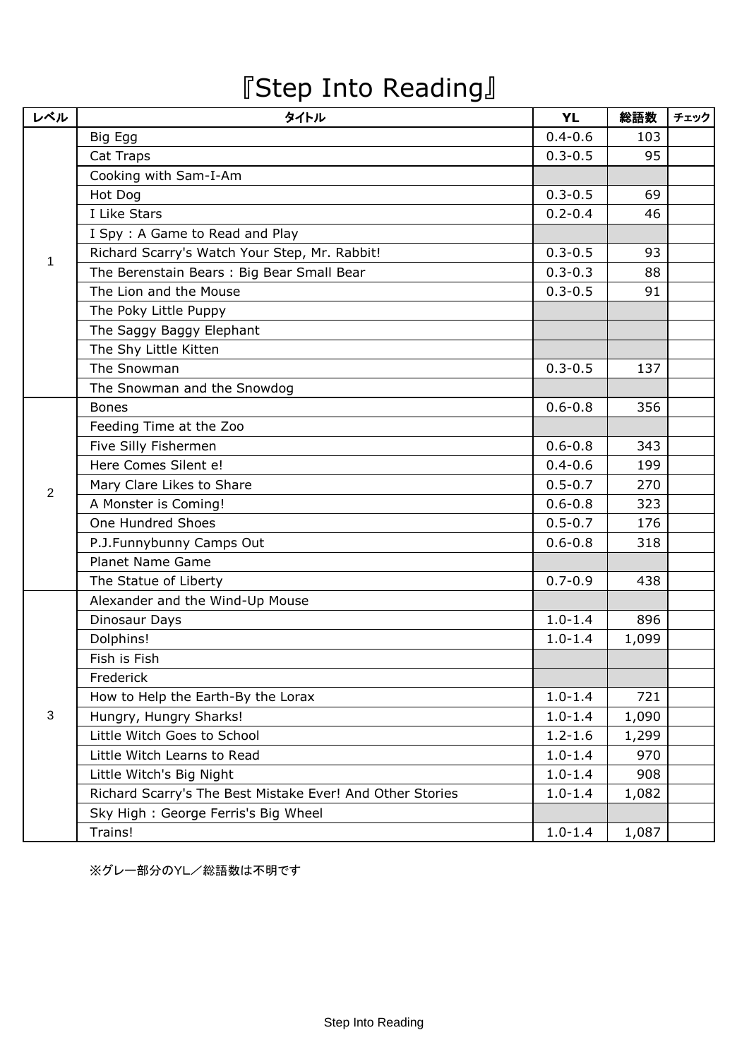# 『Step Into Reading』

| レベル | タイトル | YL | 総語数 | チェック |
|---|---|---|---|---|
| 1 | Big Egg | 0.4-0.6 | 103 | |
| | Cat Traps | 0.3-0.5 | 95 | |
| | Cooking with Sam-I-Am | | | |
| | Hot Dog | 0.3-0.5 | 69 | |
| | I Like Stars | 0.2-0.4 | 46 | |
| | I Spy : A Game to Read and Play | | | |
| | Richard Scarry's Watch Your Step, Mr. Rabbit! | 0.3-0.5 | 93 | |
| | The Berenstain Bears : Big Bear Small Bear | 0.3-0.3 | 88 | |
| | The Lion and the Mouse | 0.3-0.5 | 91 | |
| | The Poky Little Puppy | | | |
| | The Saggy Baggy Elephant | | | |
| | The Shy Little Kitten | | | |
| | The Snowman | 0.3-0.5 | 137 | |
| | The Snowman and the Snowdog | | | |
| 2 | Bones | 0.6-0.8 | 356 | |
| | Feeding Time at the Zoo | | | |
| | Five Silly Fishermen | 0.6-0.8 | 343 | |
| | Here Comes Silent e! | 0.4-0.6 | 199 | |
| | Mary Clare Likes to Share | 0.5-0.7 | 270 | |
| | A Monster is Coming! | 0.6-0.8 | 323 | |
| | One Hundred Shoes | 0.5-0.7 | 176 | |
| | P.J.Funnybunny Camps Out | 0.6-0.8 | 318 | |
| | Planet Name Game | | | |
| | The Statue of Liberty | 0.7-0.9 | 438 | |
| 3 | Alexander and the Wind-Up Mouse | | | |
| | Dinosaur Days | 1.0-1.4 | 896 | |
| | Dolphins! | 1.0-1.4 | 1,099 | |
| | Fish is Fish | | | |
| | Frederick | | | |
| | How to Help the Earth-By the Lorax | 1.0-1.4 | 721 | |
| | Hungry, Hungry Sharks! | 1.0-1.4 | 1,090 | |
| | Little Witch Goes to School | 1.2-1.6 | 1,299 | |
| | Little Witch Learns to Read | 1.0-1.4 | 970 | |
| | Little Witch's Big Night | 1.0-1.4 | 908 | |
| | Richard Scarry's The Best Mistake Ever! And Other Stories | 1.0-1.4 | 1,082 | |
| | Sky High : George Ferris's Big Wheel | | | |
| | Trains! | 1.0-1.4 | 1,087 | |

※グレー部分のYL／総語数は不明です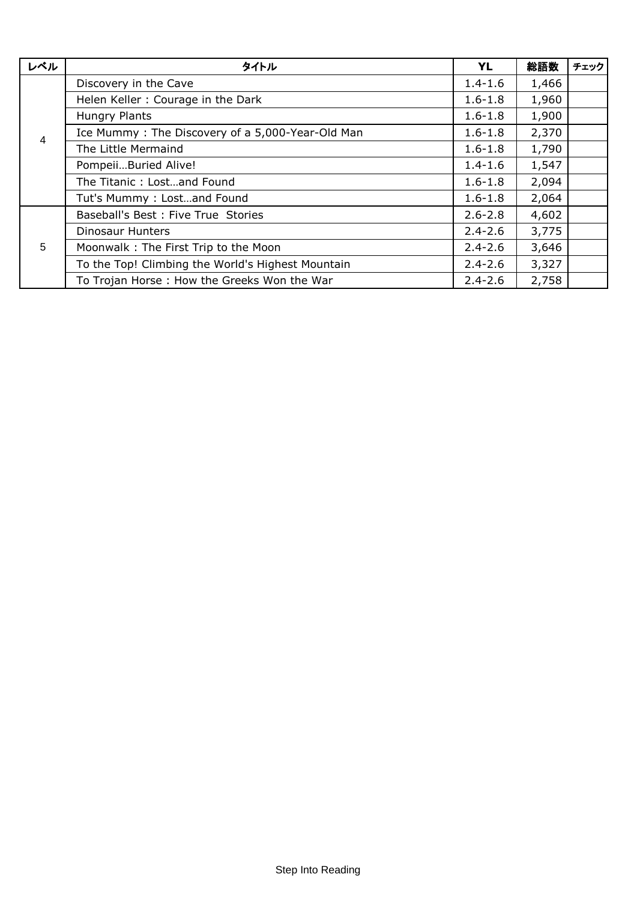| レベル | タイトル | YL | 総語数 | チェック |
|---|---|---|---|---|
| 4 | Discovery in the Cave | 1.4-1.6 | 1,466 | |
| | Helen Keller：Courage in the Dark | 1.6-1.8 | 1,960 | |
| | Hungry Plants | 1.6-1.8 | 1,900 | |
| | Ice Mummy：The Discovery of a 5,000-Year-Old Man | 1.6-1.8 | 2,370 | |
| | The Little Mermaind | 1.6-1.8 | 1,790 | |
| | Pompeii…Buried Alive! | 1.4-1.6 | 1,547 | |
| | The Titanic：Lost…and Found | 1.6-1.8 | 2,094 | |
| | Tut's Mummy：Lost…and Found | 1.6-1.8 | 2,064 | |
| 5 | Baseball's Best：Five True  Stories | 2.6-2.8 | 4,602 | |
| | Dinosaur Hunters | 2.4-2.6 | 3,775 | |
| | Moonwalk：The First Trip to the Moon | 2.4-2.6 | 3,646 | |
| | To the Top! Climbing the World's Highest Mountain | 2.4-2.6 | 3,327 | |
| | To Trojan Horse：How the Greeks Won the War | 2.4-2.6 | 2,758 | |

Step Into Reading